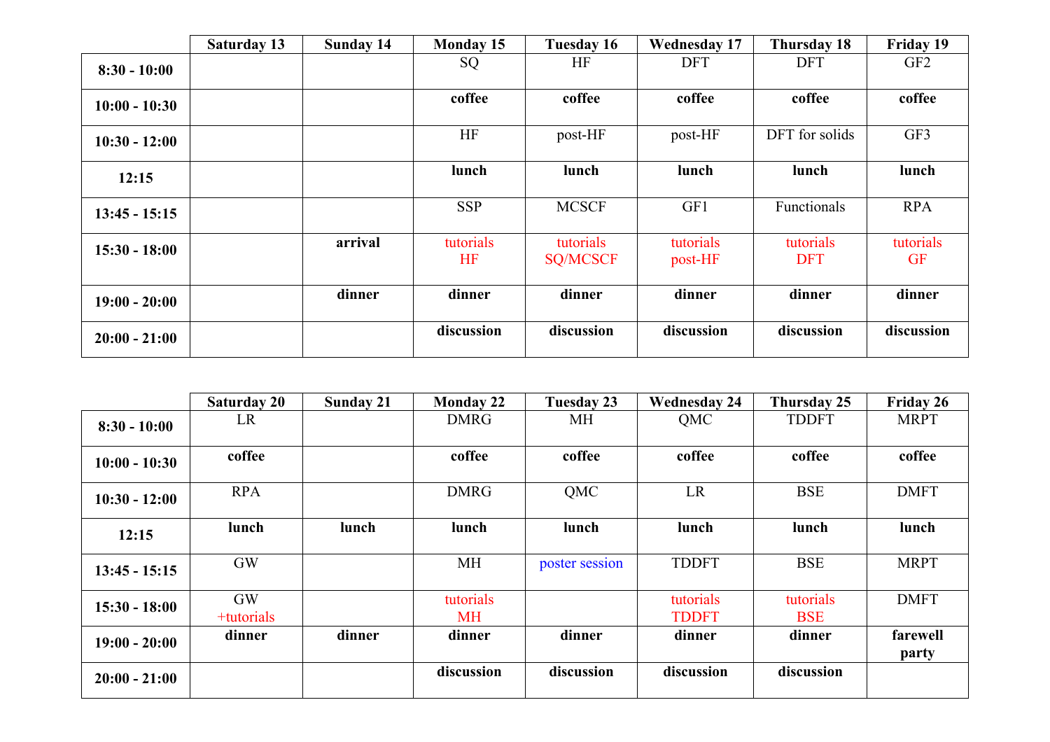| | Saturday 13 | Sunday 14 | Monday 15 | Tuesday 16 | Wednesday 17 | Thursday 18 | Friday 19 |
|---|---|---|---|---|---|---|---|
| **8:30 - 10:00** | | | SQ | HF | DFT | DFT | GF2 |
| **10:00 - 10:30** | | | **coffee** | **coffee** | **coffee** | **coffee** | **coffee** |
| **10:30 - 12:00** | | | HF | post-HF | post-HF | DFT for solids | GF3 |
| **12:15** | | | **lunch** | **lunch** | **lunch** | **lunch** | **lunch** |
| **13:45 - 15:15** | | | SSP | MCSCF | GF1 | Functionals | RPA |
| **15:30 - 18:00** | | **arrival** | tutorials HF | tutorials SQ/MCSCF | tutorials post-HF | tutorials DFT | tutorials GF |
| **19:00 - 20:00** | | **dinner** | **dinner** | **dinner** | **dinner** | **dinner** | **dinner** |
| **20:00 - 21:00** | | | **discussion** | **discussion** | **discussion** | **discussion** | **discussion** |

| | Saturday 20 | Sunday 21 | Monday 22 | Tuesday 23 | Wednesday 24 | Thursday 25 | Friday 26 |
|---|---|---|---|---|---|---|---|
| **8:30 - 10:00** | LR | | DMRG | MH | QMC | TDDFT | MRPT |
| **10:00 - 10:30** | **coffee** | | **coffee** | **coffee** | **coffee** | **coffee** | **coffee** |
| **10:30 - 12:00** | RPA | | DMRG | QMC | LR | BSE | DMFT |
| **12:15** | **lunch** | **lunch** | **lunch** | **lunch** | **lunch** | **lunch** | **lunch** |
| **13:45 - 15:15** | GW | | MH | poster session | TDDFT | BSE | MRPT |
| **15:30 - 18:00** | GW +tutorials | | tutorials MH | | tutorials TDDFT | tutorials BSE | DMFT |
| **19:00 - 20:00** | **dinner** | **dinner** | **dinner** | **dinner** | **dinner** | **dinner** | **farewell party** |
| **20:00 - 21:00** | | | **discussion** | **discussion** | **discussion** | **discussion** | |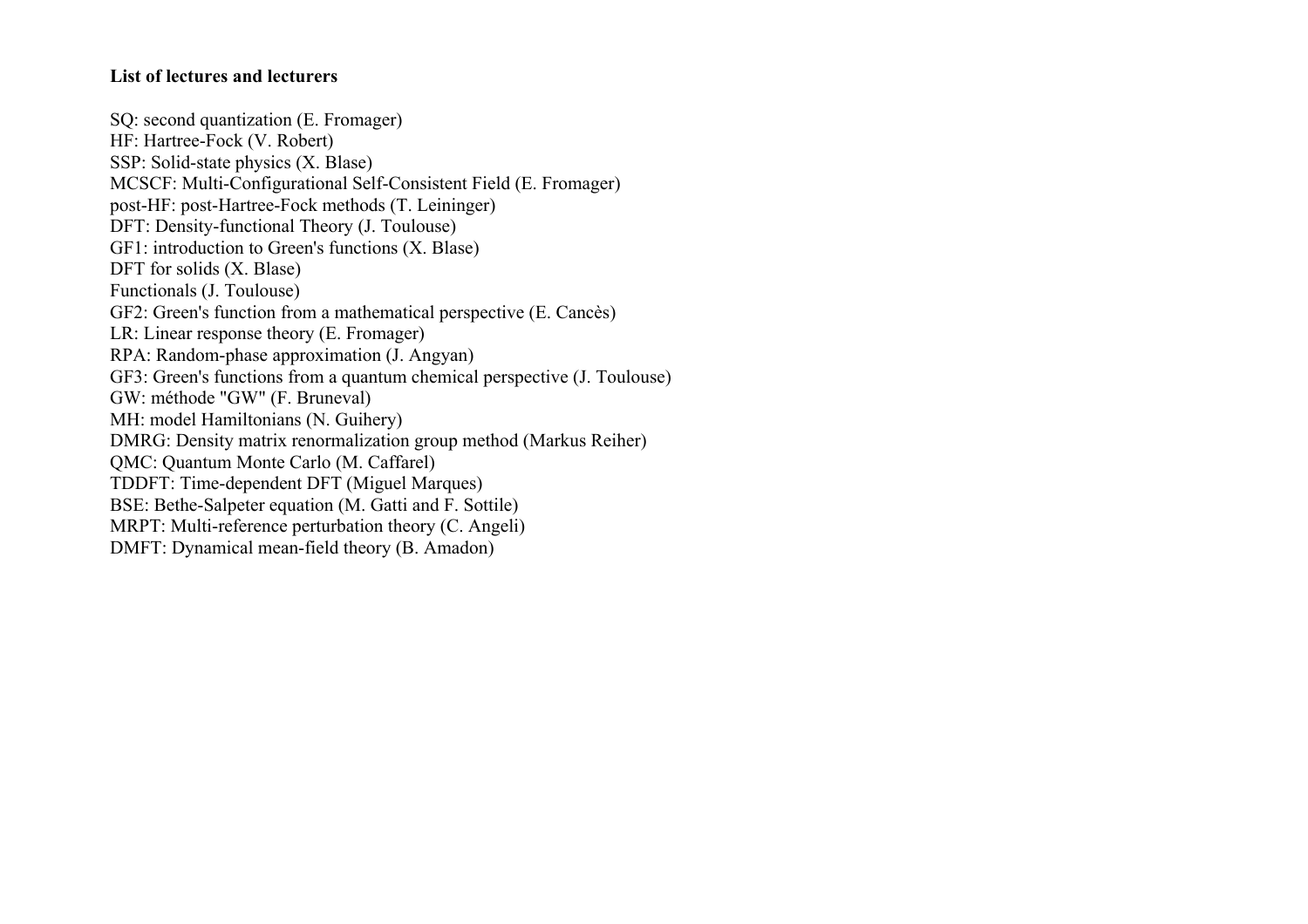**List of lectures and lecturers**

SQ: second quantization (E. Fromager)
HF: Hartree-Fock (V. Robert)
SSP: Solid-state physics (X. Blase)
MCSCF: Multi-Configurational Self-Consistent Field (E. Fromager)
post-HF: post-Hartree-Fock methods (T. Leininger)
DFT: Density-functional Theory (J. Toulouse)
GF1: introduction to Green's functions (X. Blase)
DFT for solids (X. Blase)
Functionals (J. Toulouse)
GF2: Green's function from a mathematical perspective (E. Cancès)
LR: Linear response theory (E. Fromager)
RPA: Random-phase approximation (J. Angyan)
GF3: Green's functions from a quantum chemical perspective (J. Toulouse)
GW: méthode "GW" (F. Bruneval)
MH: model Hamiltonians (N. Guihery)
DMRG: Density matrix renormalization group method (Markus Reiher)
QMC: Quantum Monte Carlo (M. Caffarel)
TDDFT: Time-dependent DFT (Miguel Marques)
BSE: Bethe-Salpeter equation (M. Gatti and F. Sottile)
MRPT: Multi-reference perturbation theory (C. Angeli)
DMFT: Dynamical mean-field theory (B. Amadon)